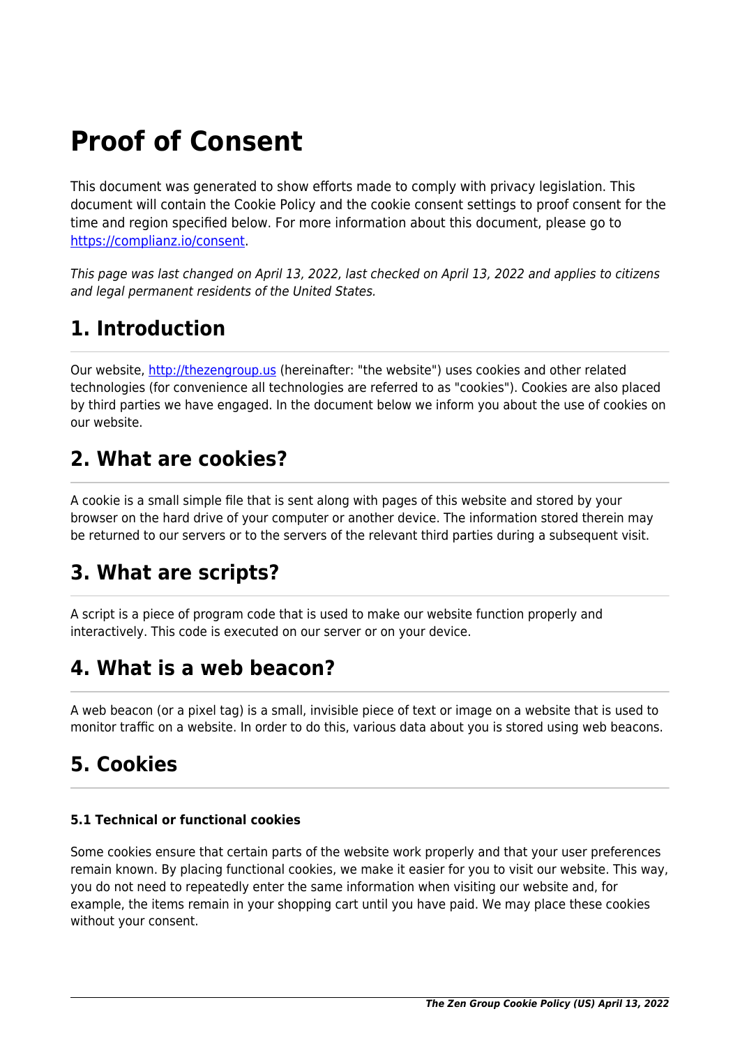# Proof of Consent

This document was generated to show efforts made to comply with privacy legislation. This document will contain the Cookie Policy and the cookie consent settings to proof consent for the time and region specified below. For more information about this document, please go to [https://complianz.io/consent](https://complianz.io/consent).

*This page was last changed on April 13, 2022, last checked on April 13, 2022 and applies to citizens and legal permanent residents of the United States.*

## 1. Introduction

Our website, [http://thezengroup.us](http://thezengroup.us) (hereinafter: "the website") uses cookies and other related technologies (for convenience all technologies are referred to as "cookies"). Cookies are also placed by third parties we have engaged. In the document below we inform you about the use of cookies on our website.

## 2. What are cookies?

A cookie is a small simple file that is sent along with pages of this website and stored by your browser on the hard drive of your computer or another device. The information stored therein may be returned to our servers or to the servers of the relevant third parties during a subsequent visit.

## 3. What are scripts?

A script is a piece of program code that is used to make our website function properly and interactively. This code is executed on our server or on your device.

## 4. What is a web beacon?

A web beacon (or a pixel tag) is a small, invisible piece of text or image on a website that is used to monitor traffic on a website. In order to do this, various data about you is stored using web beacons.

## 5. Cookies

#### 5.1 Technical or functional cookies

Some cookies ensure that certain parts of the website work properly and that your user preferences remain known. By placing functional cookies, we make it easier for you to visit our website. This way, you do not need to repeatedly enter the same information when visiting our website and, for example, the items remain in your shopping cart until you have paid. We may place these cookies without your consent.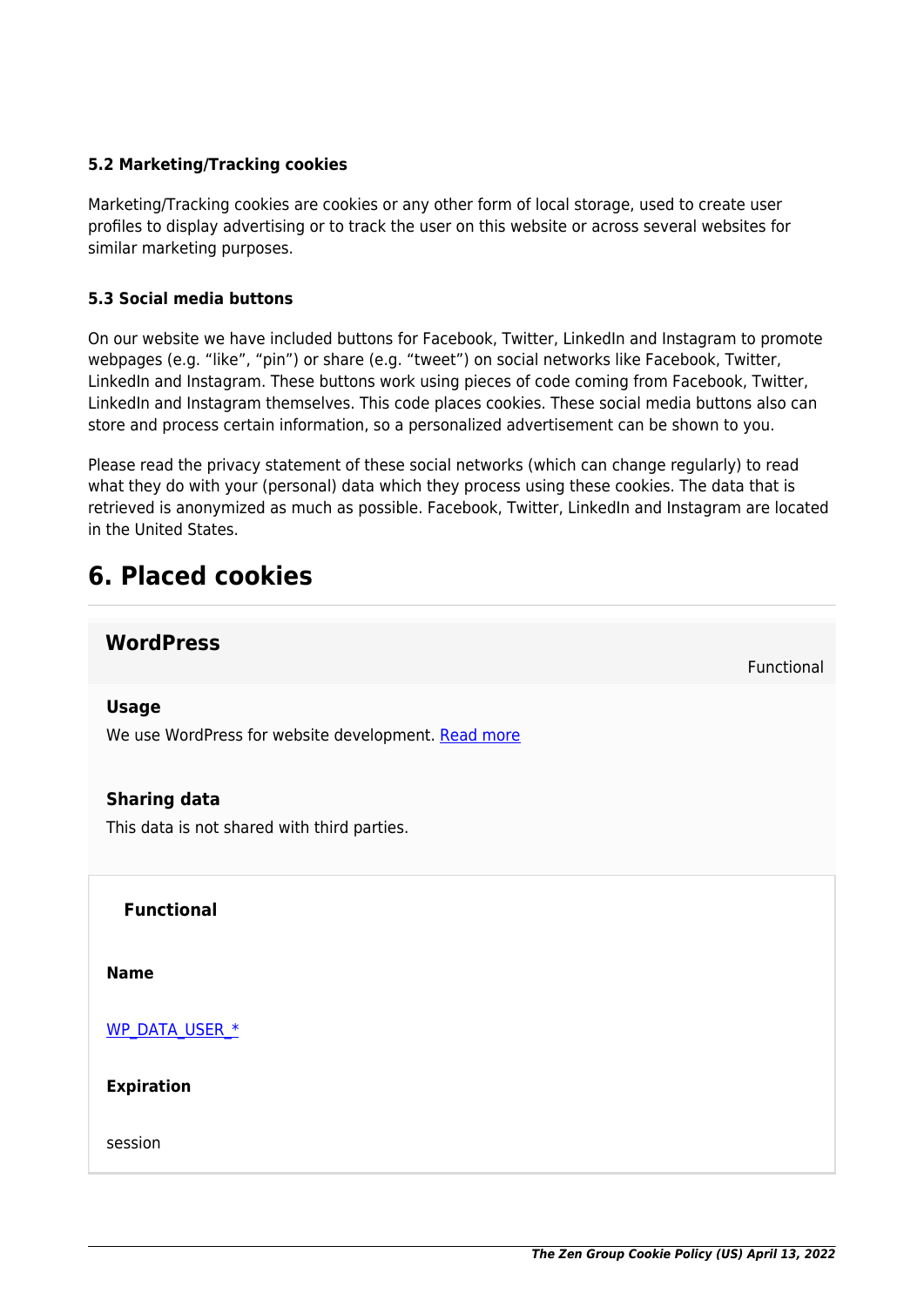**5.2 Marketing/Tracking cookies**

Marketing/Tracking cookies are cookies or any other form of local storage, used to create user profiles to display advertising or to track the user on this website or across several websites for similar marketing purposes.

**5.3 Social media buttons**

On our website we have included buttons for Facebook, Twitter, LinkedIn and Instagram to promote webpages (e.g. “like”, “pin”) or share (e.g. “tweet”) on social networks like Facebook, Twitter, LinkedIn and Instagram. These buttons work using pieces of code coming from Facebook, Twitter, LinkedIn and Instagram themselves. This code places cookies. These social media buttons also can store and process certain information, so a personalized advertisement can be shown to you.

Please read the privacy statement of these social networks (which can change regularly) to read what they do with your (personal) data which they process using these cookies. The data that is retrieved is anonymized as much as possible. Facebook, Twitter, LinkedIn and Instagram are located in the United States.

# 6. Placed cookies

## WordPress

Functional

**Usage**

We use WordPress for website development. Read more

**Sharing data**

This data is not shared with third parties.

**Functional**

**Name**

WP_DATA_USER_*

**Expiration**

session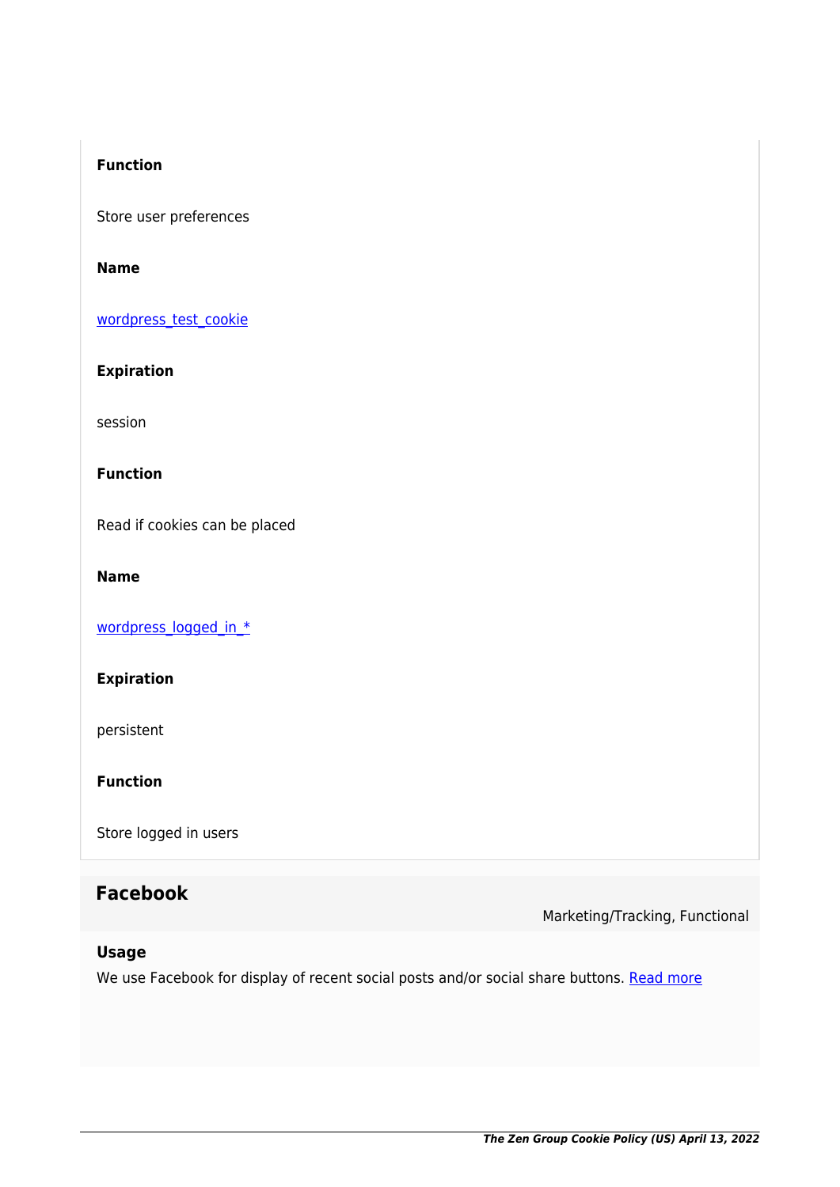**Function**

Store user preferences

**Name**

[wordpress_test_cookie]

**Expiration**

session

**Function**

Read if cookies can be placed

**Name**

[wordpress_logged_in_*]

**Expiration**

persistent

**Function**

Store logged in users

## Facebook

Marketing/Tracking, Functional

### Usage

We use Facebook for display of recent social posts and/or social share buttons. [Read more]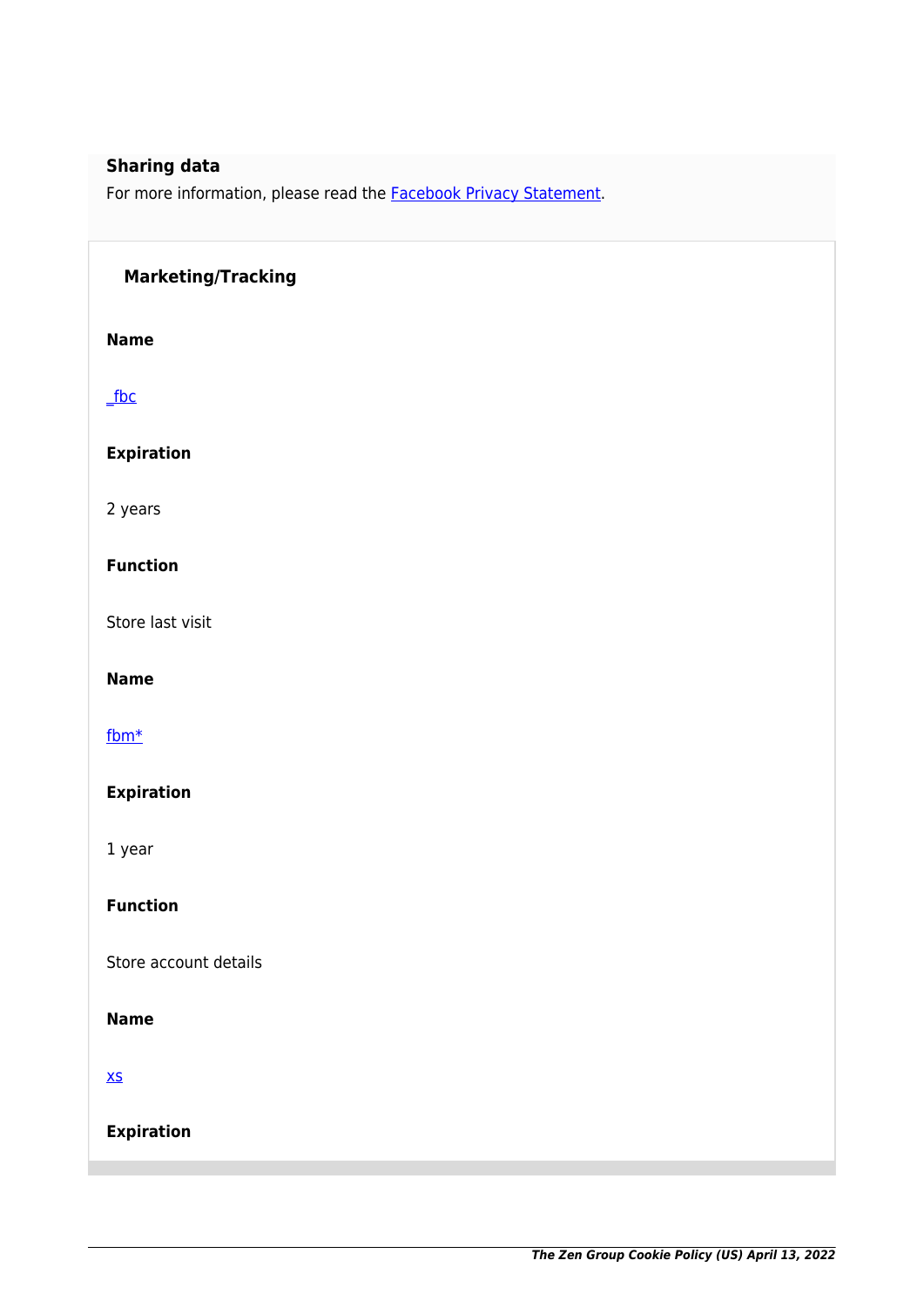**Sharing data**

For more information, please read the [Facebook Privacy Statement](Facebook Privacy Statement).

### Marketing/Tracking

**Name**

_fbc

**Expiration**

2 years

**Function**

Store last visit

**Name**

fbm*

**Expiration**

1 year

**Function**

Store account details

**Name**

xs

**Expiration**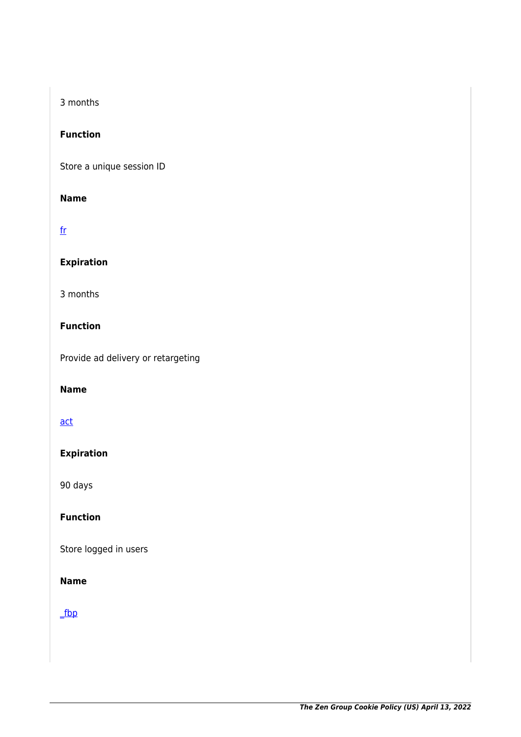3 months

**Function**

Store a unique session ID

**Name**

[fr]

**Expiration**

3 months

**Function**

Provide ad delivery or retargeting

**Name**

[act]

**Expiration**

90 days

**Function**

Store logged in users

**Name**

[_fbp]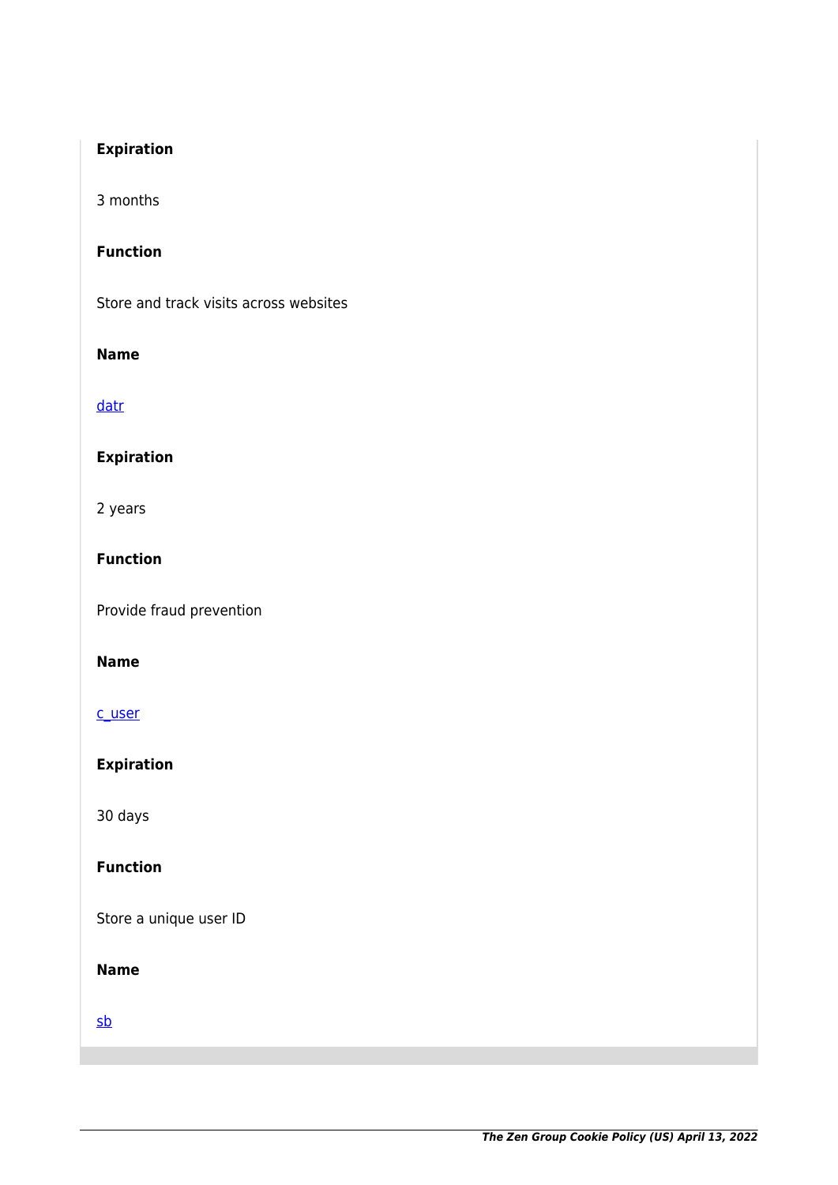**Expiration**

3 months

**Function**

Store and track visits across websites

**Name**

datr

**Expiration**

2 years

**Function**

Provide fraud prevention

**Name**

c_user

**Expiration**

30 days

**Function**

Store a unique user ID

**Name**

sb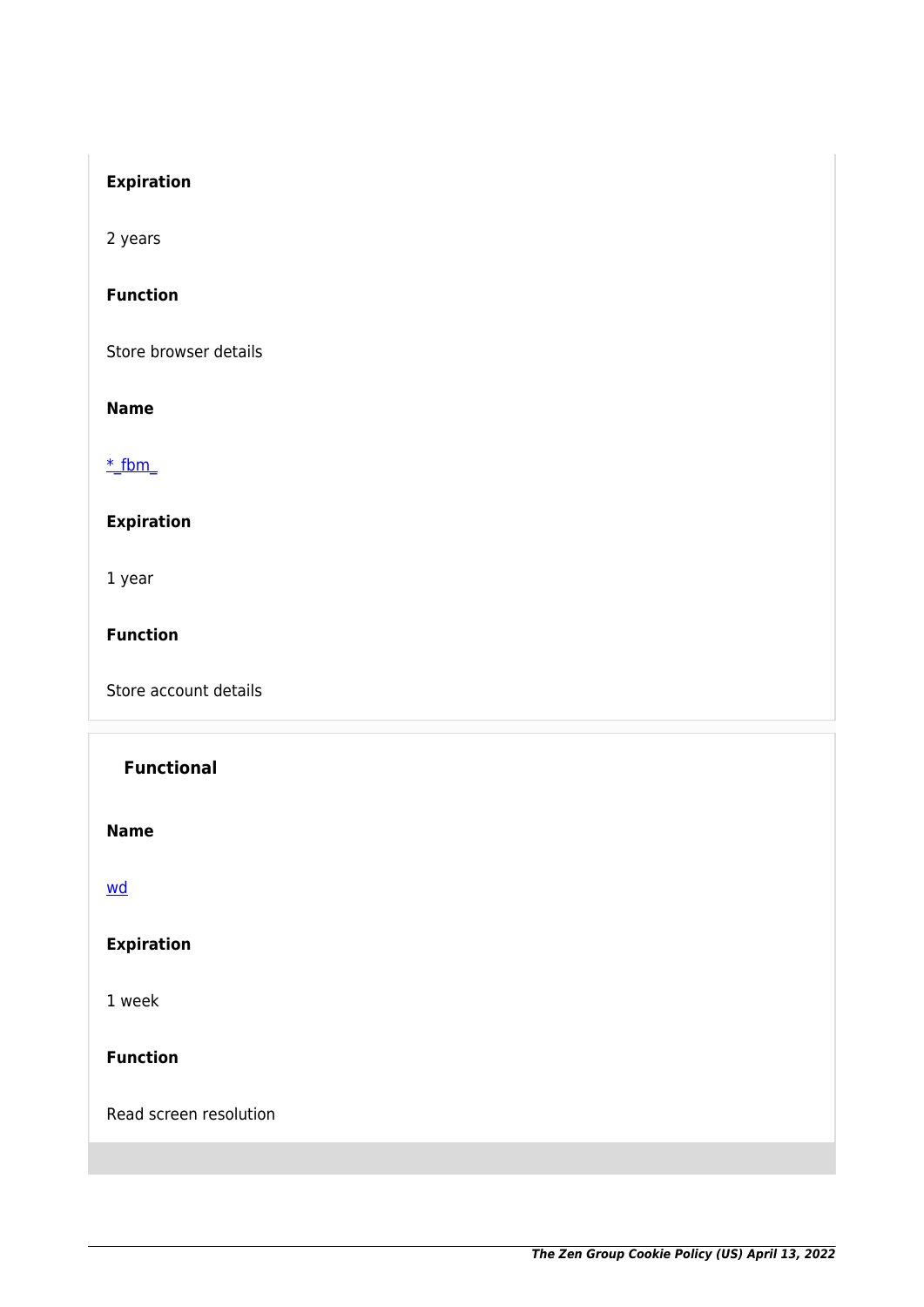**Expiration**

2 years

**Function**

Store browser details

**Name**

[*_fbm_]()

**Expiration**

1 year

**Function**

Store account details

### Functional

**Name**

[wd]()

**Expiration**

1 week

**Function**

Read screen resolution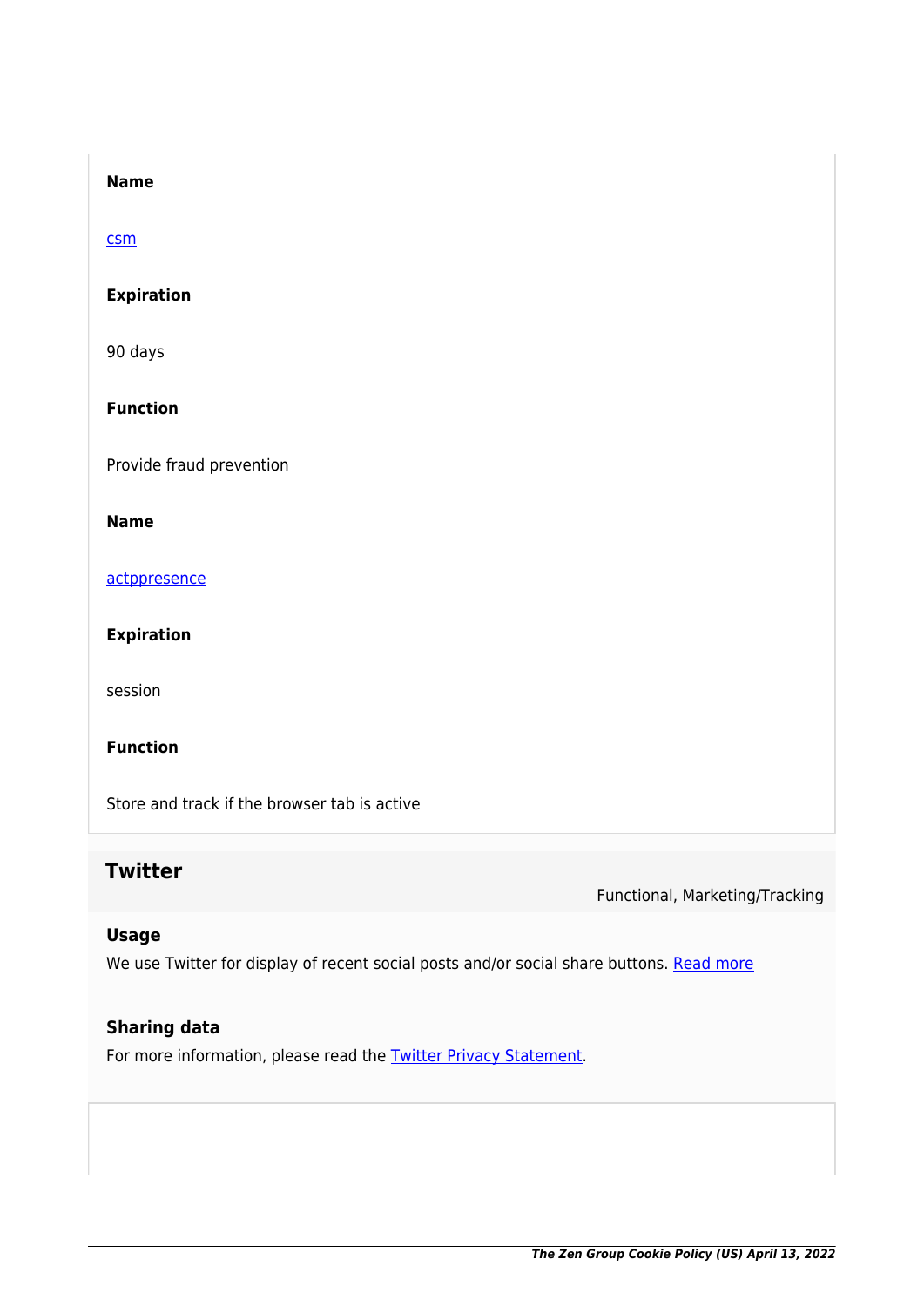**Name**

csm

**Expiration**

90 days

**Function**

Provide fraud prevention

**Name**

actppresence

**Expiration**

session

**Function**

Store and track if the browser tab is active

### Twitter

Functional, Marketing/Tracking

**Usage**

We use Twitter for display of recent social posts and/or social share buttons. Read more

**Sharing data**

For more information, please read the Twitter Privacy Statement.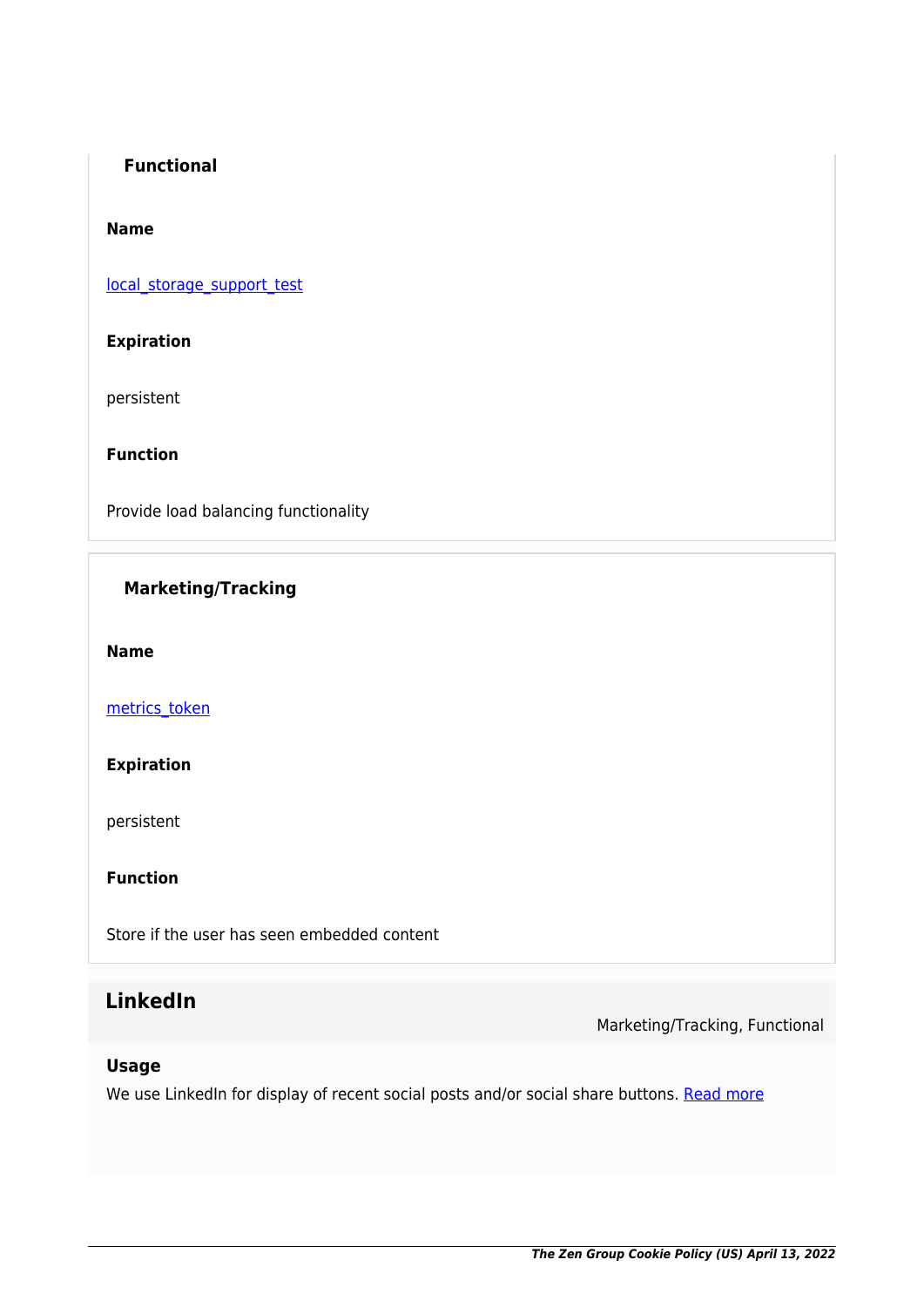#### Functional

**Name**

local_storage_support_test

**Expiration**

persistent

**Function**

Provide load balancing functionality

#### Marketing/Tracking

**Name**

metrics_token

**Expiration**

persistent

**Function**

Store if the user has seen embedded content

## LinkedIn

Marketing/Tracking, Functional

### Usage

We use LinkedIn for display of recent social posts and/or social share buttons. Read more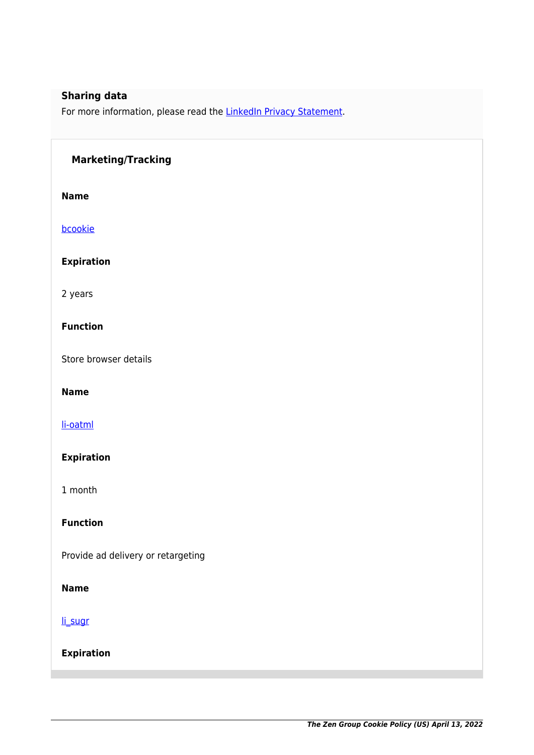**Sharing data**

For more information, please read the [LinkedIn Privacy Statement](#).

### Marketing/Tracking

**Name**

[bcookie](#)

**Expiration**

2 years

**Function**

Store browser details

**Name**

[li-oatml](#)

**Expiration**

1 month

**Function**

Provide ad delivery or retargeting

**Name**

[li_sugr](#)

**Expiration**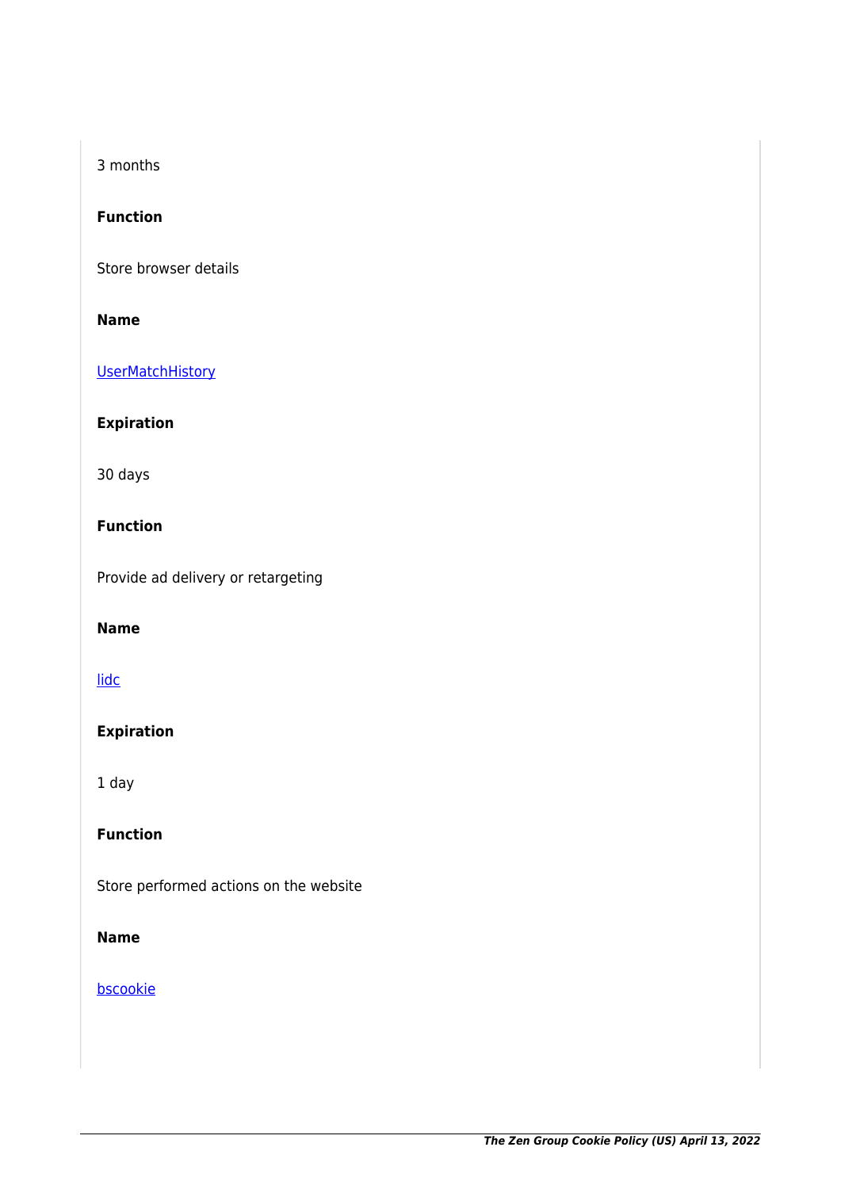3 months

**Function**

Store browser details

**Name**

UserMatchHistory

**Expiration**

30 days

**Function**

Provide ad delivery or retargeting

**Name**

lidc

**Expiration**

1 day

**Function**

Store performed actions on the website

**Name**

bscookie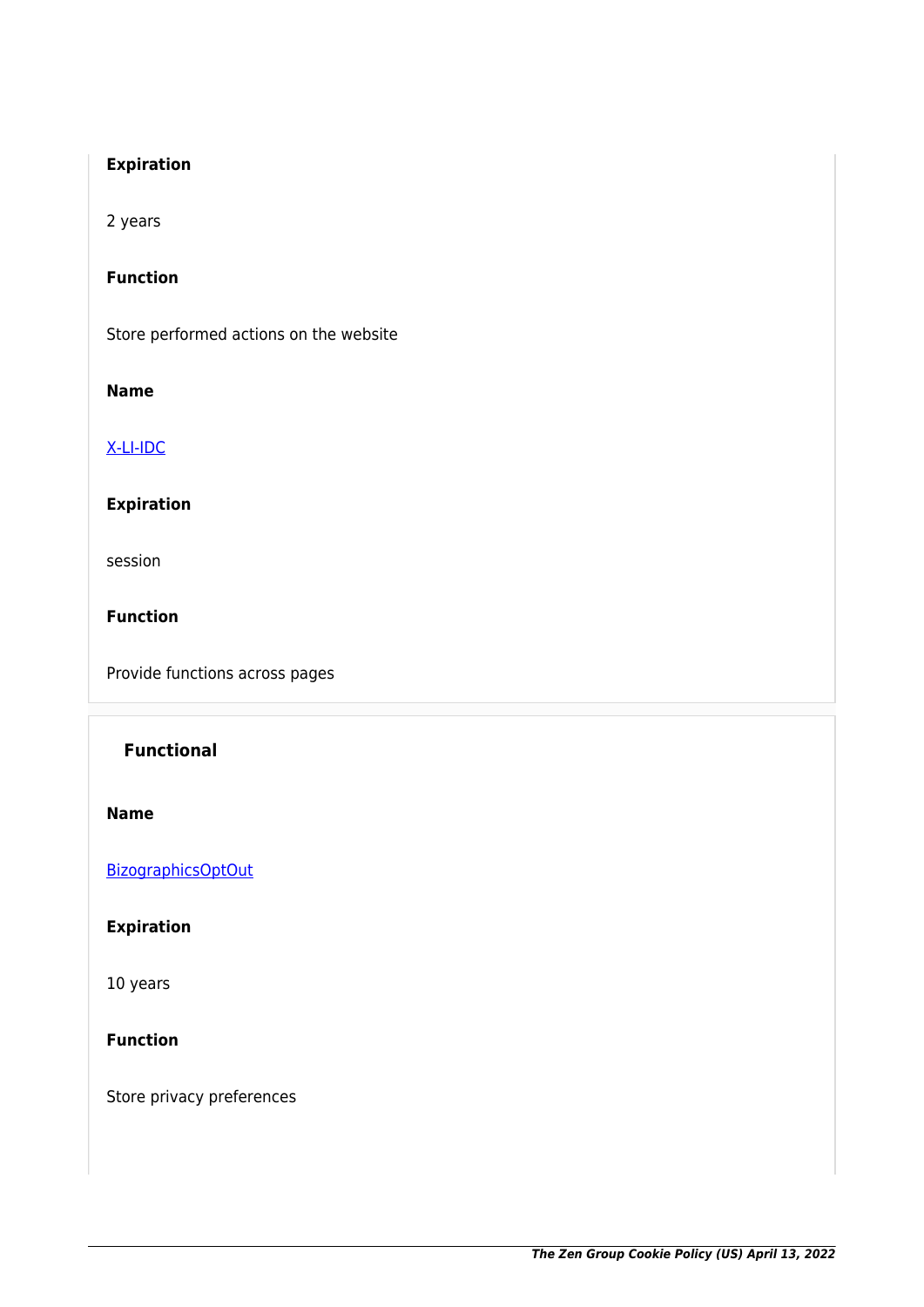**Expiration**

2 years

**Function**

Store performed actions on the website

**Name**

X-LI-IDC

**Expiration**

session

**Function**

Provide functions across pages

### Functional

**Name**

BizographicsOptOut

**Expiration**

10 years

**Function**

Store privacy preferences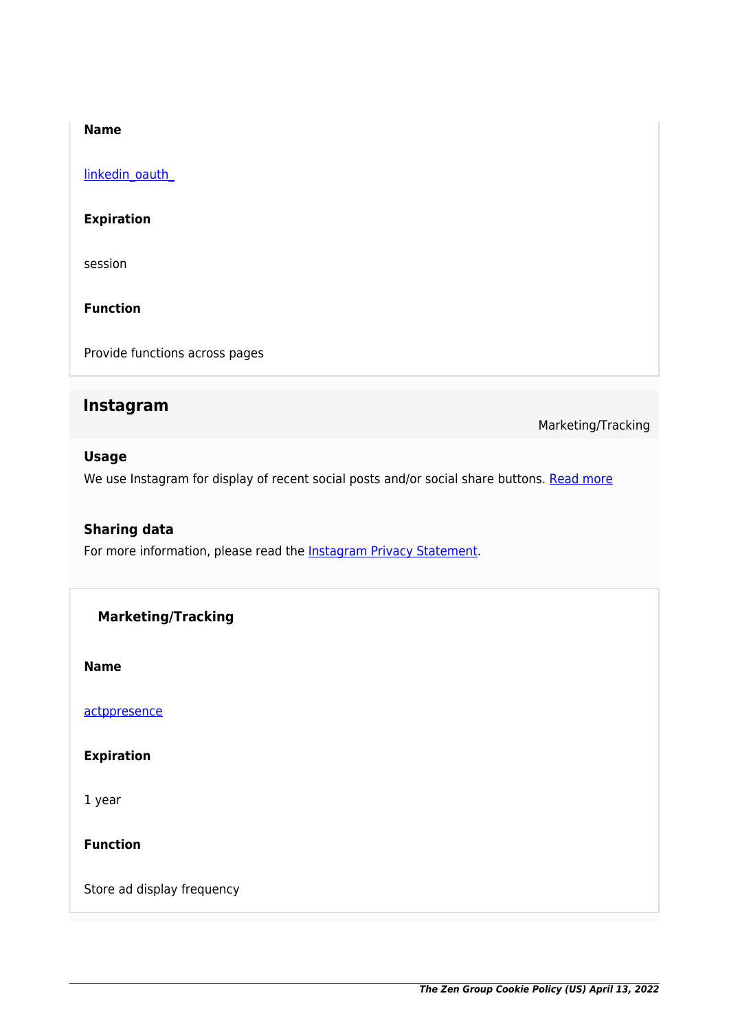**Name**

linkedin_oauth_

**Expiration**

session

**Function**

Provide functions across pages

## Instagram

Marketing/Tracking

**Usage**

We use Instagram for display of recent social posts and/or social share buttons. Read more

**Sharing data**

For more information, please read the Instagram Privacy Statement.

**Marketing/Tracking**

**Name**

actppresence

**Expiration**

1 year

**Function**

Store ad display frequency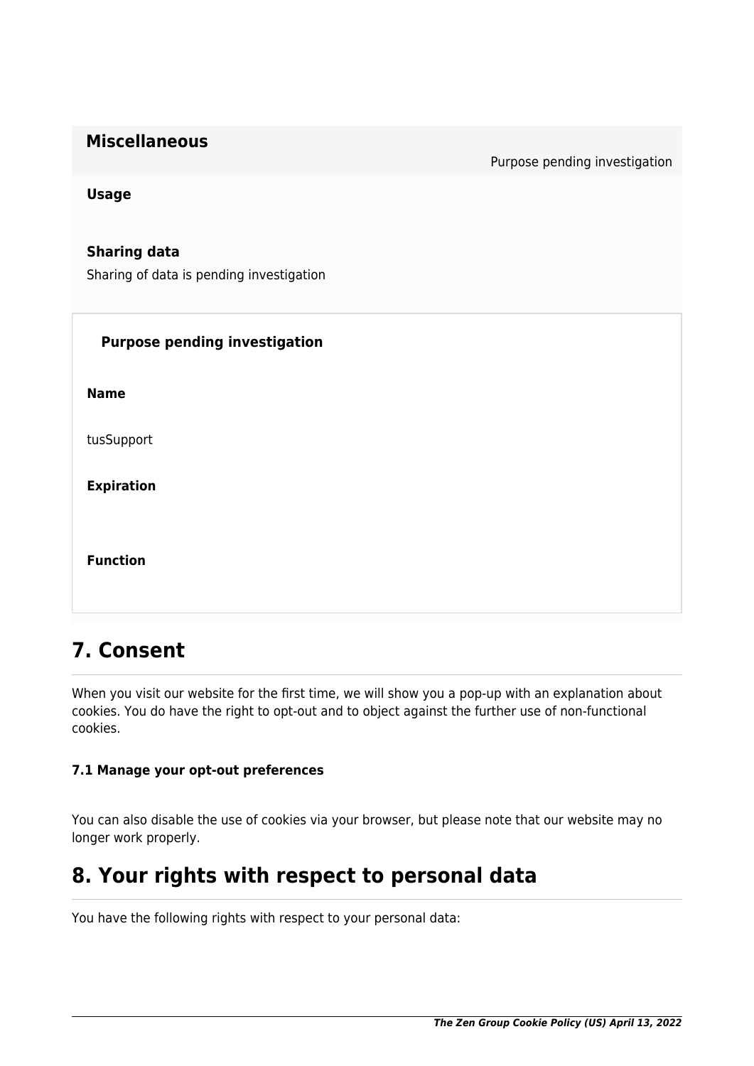**Miscellaneous**

Purpose pending investigation

**Usage**

**Sharing data**

Sharing of data is pending investigation

**Purpose pending investigation**

**Name**

tusSupport

**Expiration**

**Function**

## 7. Consent

When you visit our website for the first time, we will show you a pop-up with an explanation about cookies. You do have the right to opt-out and to object against the further use of non-functional cookies.

#### 7.1 Manage your opt-out preferences

You can also disable the use of cookies via your browser, but please note that our website may no longer work properly.

## 8. Your rights with respect to personal data

You have the following rights with respect to your personal data: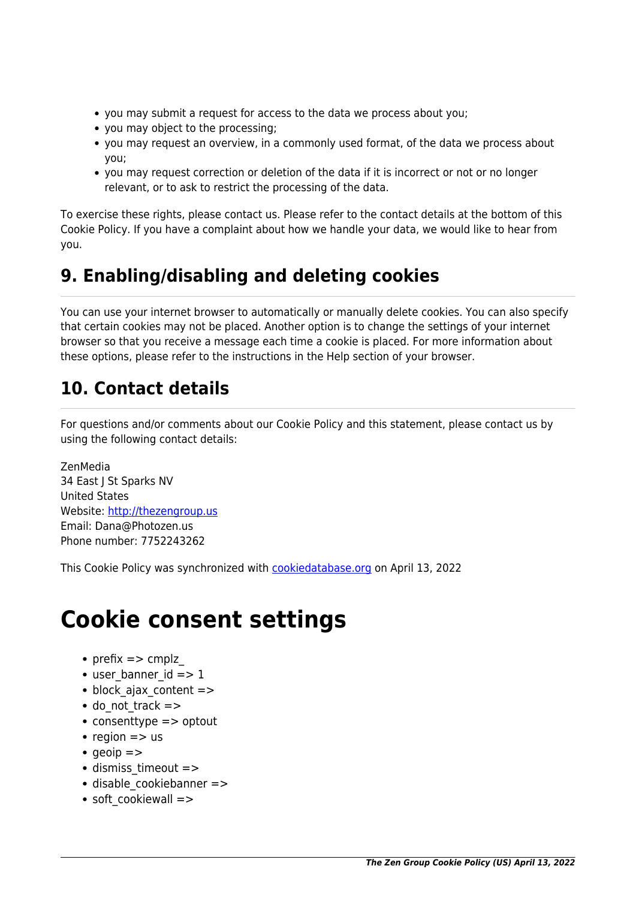- you may submit a request for access to the data we process about you;
- you may object to the processing;
- you may request an overview, in a commonly used format, of the data we process about you;
- you may request correction or deletion of the data if it is incorrect or not or no longer relevant, or to ask to restrict the processing of the data.

To exercise these rights, please contact us. Please refer to the contact details at the bottom of this Cookie Policy. If you have a complaint about how we handle your data, we would like to hear from you.

## 9. Enabling/disabling and deleting cookies

You can use your internet browser to automatically or manually delete cookies. You can also specify that certain cookies may not be placed. Another option is to change the settings of your internet browser so that you receive a message each time a cookie is placed. For more information about these options, please refer to the instructions in the Help section of your browser.

## 10. Contact details

For questions and/or comments about our Cookie Policy and this statement, please contact us by using the following contact details:

ZenMedia
34 East J St Sparks NV
United States
Website: [http://thezengroup.us](http://thezengroup.us)
Email: Dana@Photozen.us
Phone number: 7752243262

This Cookie Policy was synchronized with [cookiedatabase.org](cookiedatabase.org) on April 13, 2022

# Cookie consent settings

- prefix => cmplz_
- user_banner_id => 1
- block_ajax_content =>
- do_not_track =>
- consenttype => optout
- region => us
- geoip =>
- dismiss_timeout =>
- disable_cookiebanner =>
- soft_cookiewall =>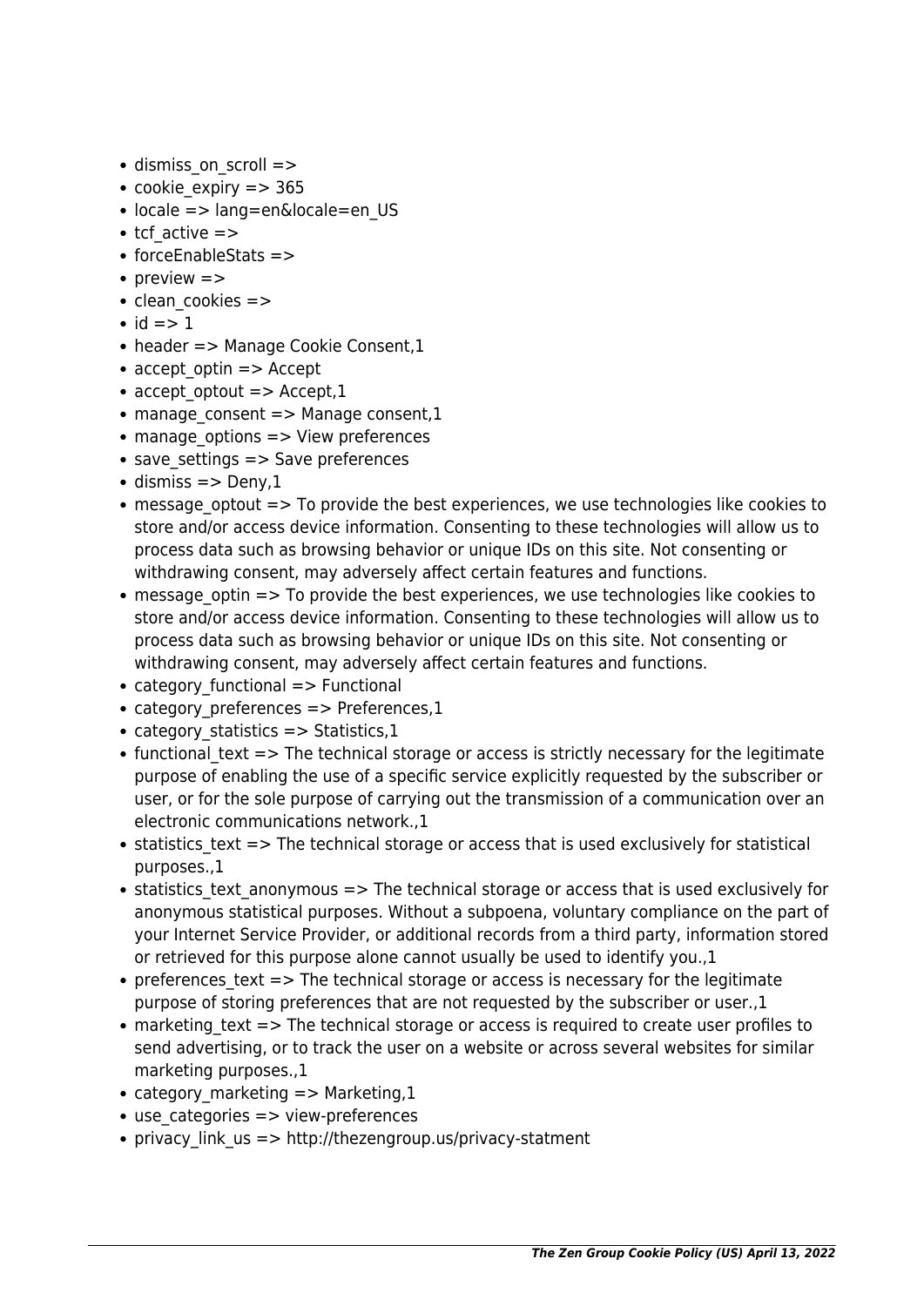- dismiss_on_scroll =>
- cookie_expiry => 365
- locale => lang=en&locale=en_US
- tcf_active =>
- forceEnableStats =>
- preview =>
- clean_cookies =>
- id => 1
- header => Manage Cookie Consent,1
- accept_optin => Accept
- accept_optout => Accept,1
- manage_consent => Manage consent,1
- manage_options => View preferences
- save_settings => Save preferences
- dismiss => Deny,1
- message_optout => To provide the best experiences, we use technologies like cookies to store and/or access device information. Consenting to these technologies will allow us to process data such as browsing behavior or unique IDs on this site. Not consenting or withdrawing consent, may adversely affect certain features and functions.
- message_optin => To provide the best experiences, we use technologies like cookies to store and/or access device information. Consenting to these technologies will allow us to process data such as browsing behavior or unique IDs on this site. Not consenting or withdrawing consent, may adversely affect certain features and functions.
- category_functional => Functional
- category_preferences => Preferences,1
- category_statistics => Statistics,1
- functional_text => The technical storage or access is strictly necessary for the legitimate purpose of enabling the use of a specific service explicitly requested by the subscriber or user, or for the sole purpose of carrying out the transmission of a communication over an electronic communications network.,1
- statistics_text => The technical storage or access that is used exclusively for statistical purposes.,1
- statistics_text_anonymous => The technical storage or access that is used exclusively for anonymous statistical purposes. Without a subpoena, voluntary compliance on the part of your Internet Service Provider, or additional records from a third party, information stored or retrieved for this purpose alone cannot usually be used to identify you.,1
- preferences_text => The technical storage or access is necessary for the legitimate purpose of storing preferences that are not requested by the subscriber or user.,1
- marketing_text => The technical storage or access is required to create user profiles to send advertising, or to track the user on a website or across several websites for similar marketing purposes.,1
- category_marketing => Marketing,1
- use_categories => view-preferences
- privacy_link_us => http://thezengroup.us/privacy-statment